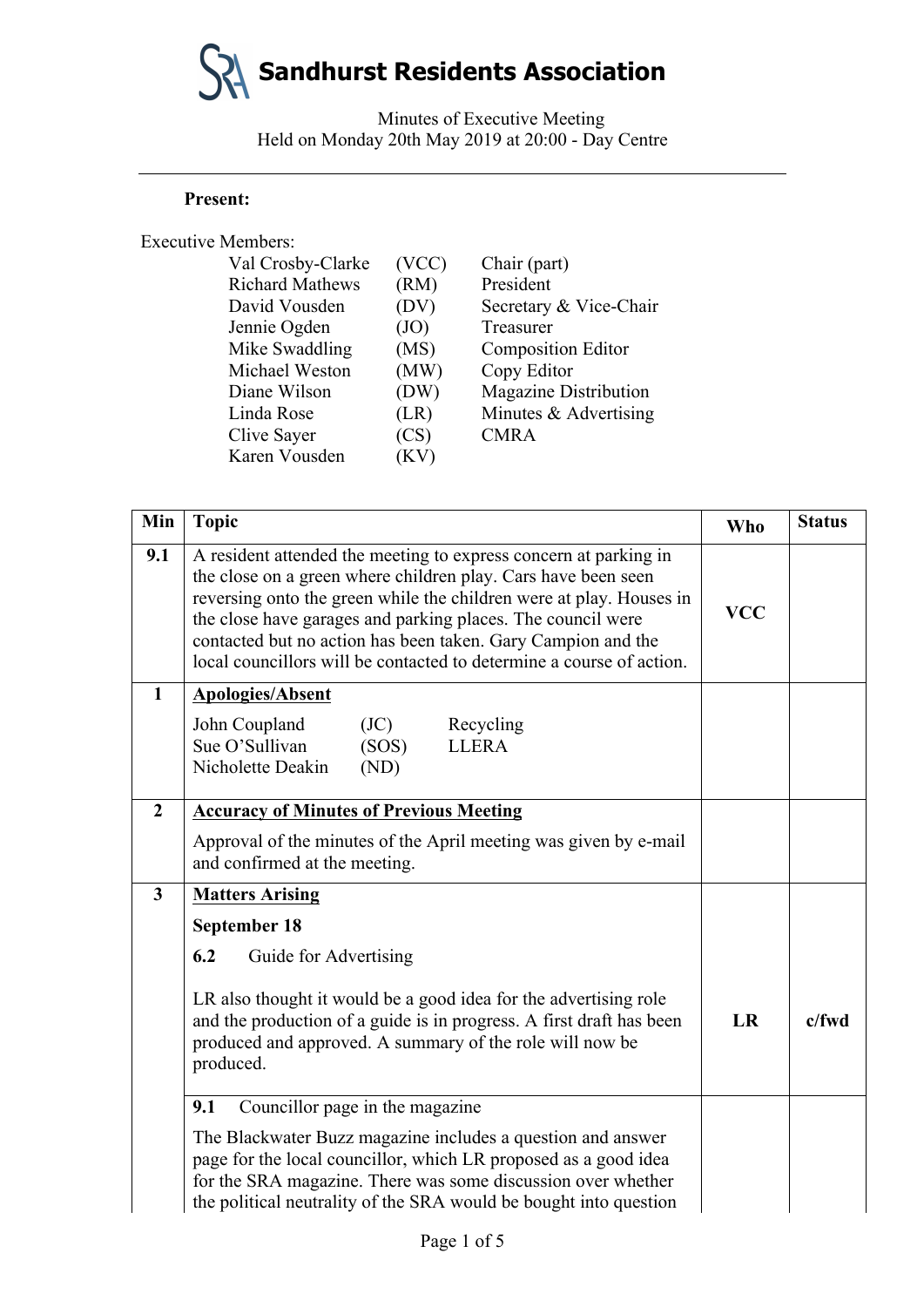# Sandhurst Residents Association

Minutes of Executive Meeting
Held on Monday 20th May 2019 at 20:00 - Day Centre

---

**Present:**

Executive Members:

| | | |
|---|---|---|
| Val Crosby-Clarke | (VCC) | Chair (part) |
| Richard Mathews | (RM) | President |
| David Vousden | (DV) | Secretary & Vice-Chair |
| Jennie Ogden | (JO) | Treasurer |
| Mike Swaddling | (MS) | Composition Editor |
| Michael Weston | (MW) | Copy Editor |
| Diane Wilson | (DW) | Magazine Distribution |
| Linda Rose | (LR) | Minutes & Advertising |
| Clive Sayer | (CS) | CMRA |
| Karen Vousden | (KV) | |

| Min | Topic | Who | Status |
|---|---|---|---|
| **9.1** | A resident attended the meeting to express concern at parking in the close on a green where children play. Cars have been seen reversing onto the green while the children were at play. Houses in the close have garages and parking places. The council were contacted but no action has been taken. Gary Campion and the local councillors will be contacted to determine a course of action. | **VCC** | |
| **1** | **Apologies/Absent**<br>John Coupland (JC) Recycling<br>Sue O'Sullivan (SOS) LLERA<br>Nicholette Deakin (ND) | | |
| **2** | **Accuracy of Minutes of Previous Meeting**<br>Approval of the minutes of the April meeting was given by e-mail and confirmed at the meeting. | | |
| **3** | **Matters Arising**<br>**September 18**<br>**6.2** Guide for Advertising<br>LR also thought it would be a good idea for the advertising role and the production of a guide is in progress. A first draft has been produced and approved. A summary of the role will now be produced. | **LR** | **c/fwd** |
| | **9.1** Councillor page in the magazine<br>The Blackwater Buzz magazine includes a question and answer page for the local councillor, which LR proposed as a good idea for the SRA magazine. There was some discussion over whether the political neutrality of the SRA would be bought into question | | |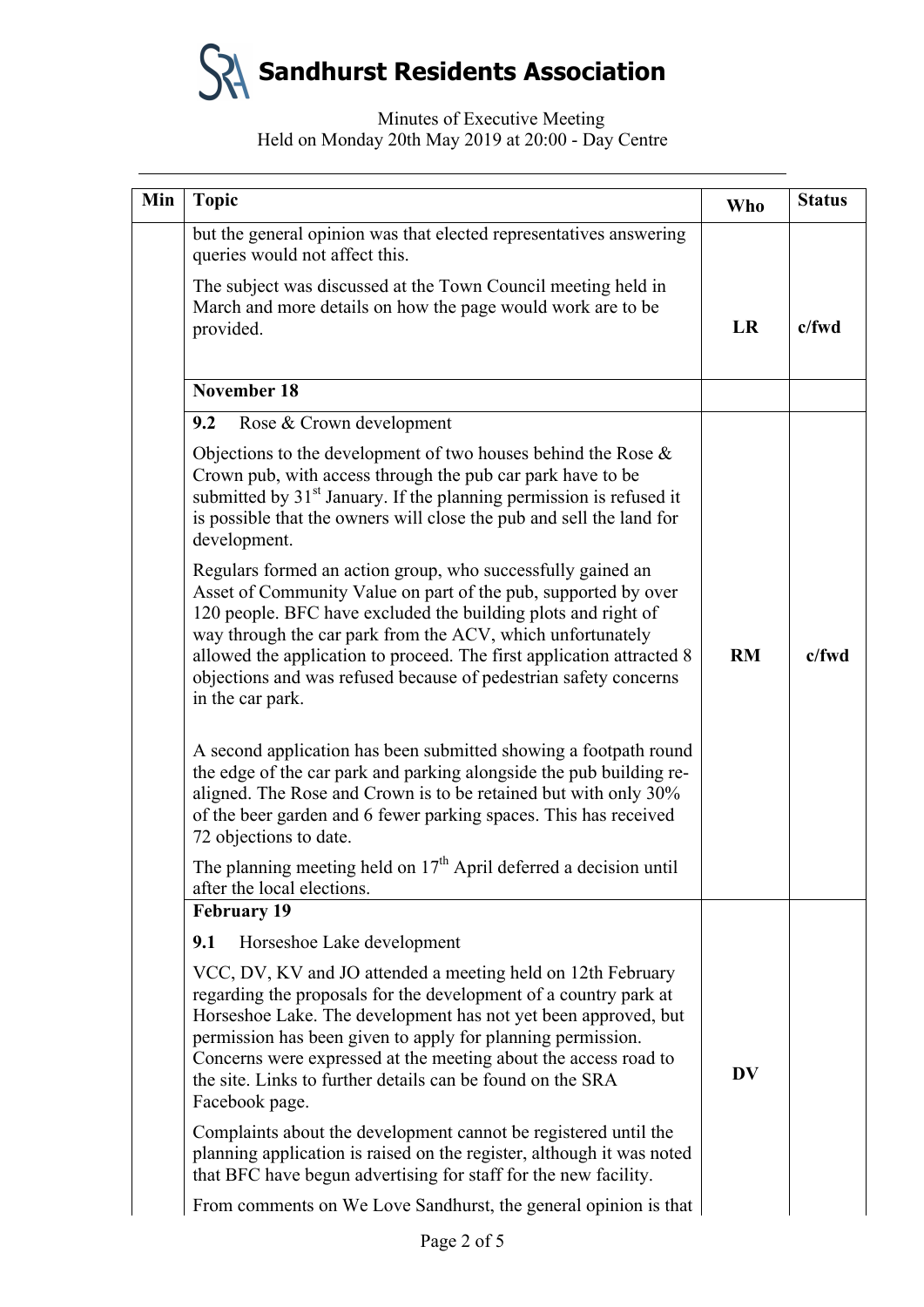# Sandhurst Residents Association

Minutes of Executive Meeting
Held on Monday 20th May 2019 at 20:00 - Day Centre

| Min | Topic | Who | Status |
|---|---|---|---|
| | but the general opinion was that elected representatives answering queries would not affect this.<br><br>The subject was discussed at the Town Council meeting held in March and more details on how the page would work are to be provided. | **LR** | **c/fwd** |
| | **November 18** | | |
| | **9.2** Rose & Crown development<br><br>Objections to the development of two houses behind the Rose & Crown pub, with access through the pub car park have to be submitted by 31st January. If the planning permission is refused it is possible that the owners will close the pub and sell the land for development.<br><br>Regulars formed an action group, who successfully gained an Asset of Community Value on part of the pub, supported by over 120 people. BFC have excluded the building plots and right of way through the car park from the ACV, which unfortunately allowed the application to proceed. The first application attracted 8 objections and was refused because of pedestrian safety concerns in the car park.<br><br>A second application has been submitted showing a footpath round the edge of the car park and parking alongside the pub building re-aligned. The Rose and Crown is to be retained but with only 30% of the beer garden and 6 fewer parking spaces. This has received 72 objections to date.<br><br>The planning meeting held on 17th April deferred a decision until after the local elections. | **RM** | **c/fwd** |
| | **February 19**<br><br>**9.1** Horseshoe Lake development<br><br>VCC, DV, KV and JO attended a meeting held on 12th February regarding the proposals for the development of a country park at Horseshoe Lake. The development has not yet been approved, but permission has been given to apply for planning permission. Concerns were expressed at the meeting about the access road to the site. Links to further details can be found on the SRA Facebook page.<br><br>Complaints about the development cannot be registered until the planning application is raised on the register, although it was noted that BFC have begun advertising for staff for the new facility.<br><br>From comments on We Love Sandhurst, the general opinion is that | **DV** | |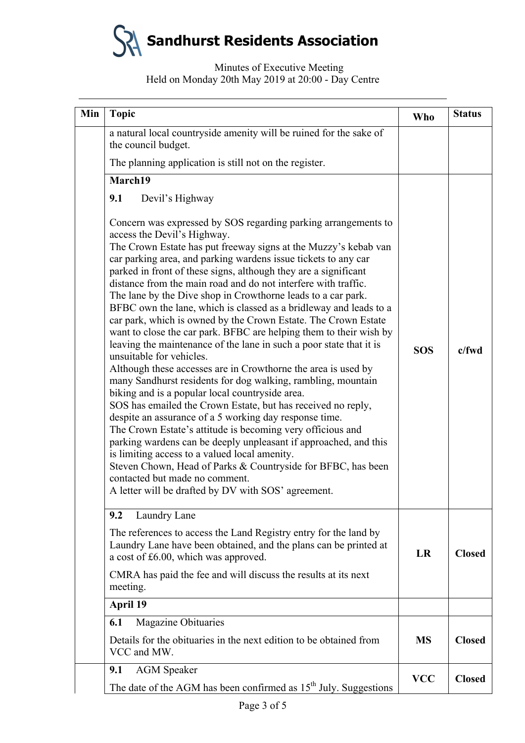# Sandhurst Residents Association

Minutes of Executive Meeting
Held on Monday 20th May 2019 at 20:00 - Day Centre

| Min | Topic | Who | Status |
|---|---|---|---|
| | a natural local countryside amenity will be ruined for the sake of the council budget.<br><br>The planning application is still not on the register. | | |
| | **March19**<br><br>**9.1** Devil's Highway<br><br>Concern was expressed by SOS regarding parking arrangements to access the Devil's Highway.<br>The Crown Estate has put freeway signs at the Muzzy's kebab van car parking area, and parking wardens issue tickets to any car parked in front of these signs, although they are a significant distance from the main road and do not interfere with traffic.<br>The lane by the Dive shop in Crowthorne leads to a car park. BFBC own the lane, which is classed as a bridleway and leads to a car park, which is owned by the Crown Estate. The Crown Estate want to close the car park. BFBC are helping them to their wish by leaving the maintenance of the lane in such a poor state that it is unsuitable for vehicles.<br>Although these accesses are in Crowthorne the area is used by many Sandhurst residents for dog walking, rambling, mountain biking and is a popular local countryside area.<br>SOS has emailed the Crown Estate, but has received no reply, despite an assurance of a 5 working day response time.<br>The Crown Estate's attitude is becoming very officious and parking wardens can be deeply unpleasant if approached, and this is limiting access to a valued local amenity.<br>Steven Chown, Head of Parks & Countryside for BFBC, has been contacted but made no comment.<br>A letter will be drafted by DV with SOS' agreement. | SOS | c/fwd |
| | **9.2** Laundry Lane<br><br>The references to access the Land Registry entry for the land by Laundry Lane have been obtained, and the plans can be printed at a cost of £6.00, which was approved.<br><br>CMRA has paid the fee and will discuss the results at its next meeting. | LR | Closed |
| | **April 19** | | |
| | **6.1** Magazine Obituaries<br><br>Details for the obituaries in the next edition to be obtained from VCC and MW. | MS | Closed |
| | **9.1** AGM Speaker<br><br>The date of the AGM has been confirmed as 15th July. Suggestions | VCC | Closed |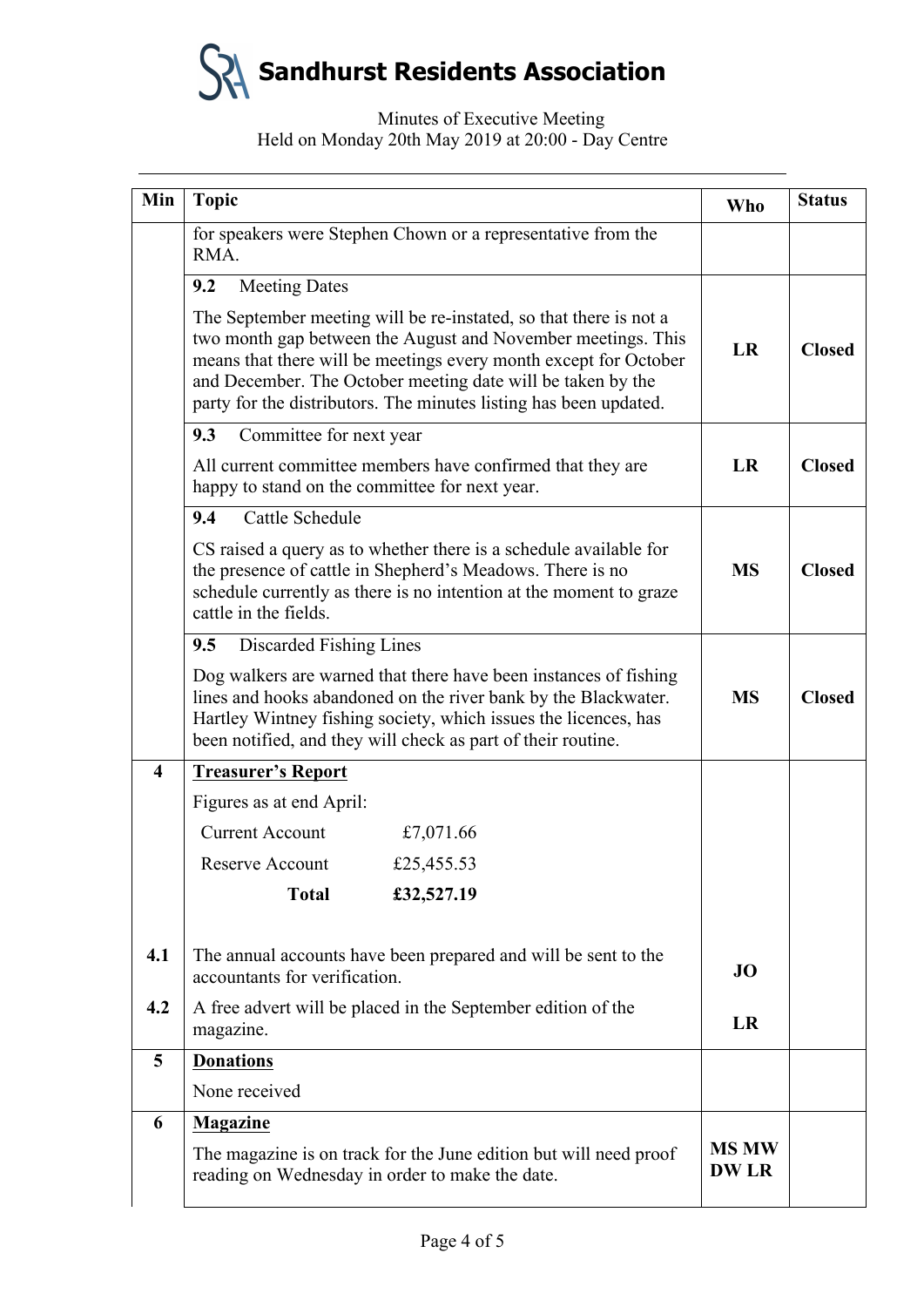# Sandhurst Residents Association

Minutes of Executive Meeting
Held on Monday 20th May 2019 at 20:00 - Day Centre

| Min | Topic | Who | Status |
|---|---|---|---|
| | for speakers were Stephen Chown or a representative from the RMA. | | |
| | **9.2** Meeting Dates<br><br>The September meeting will be re-instated, so that there is not a two month gap between the August and November meetings. This means that there will be meetings every month except for October and December. The October meeting date will be taken by the party for the distributors. The minutes listing has been updated. | **LR** | **Closed** |
| | **9.3** Committee for next year<br><br>All current committee members have confirmed that they are happy to stand on the committee for next year. | **LR** | **Closed** |
| | **9.4** Cattle Schedule<br><br>CS raised a query as to whether there is a schedule available for the presence of cattle in Shepherd's Meadows. There is no schedule currently as there is no intention at the moment to graze cattle in the fields. | **MS** | **Closed** |
| | **9.5** Discarded Fishing Lines<br><br>Dog walkers are warned that there have been instances of fishing lines and hooks abandoned on the river bank by the Blackwater. Hartley Wintney fishing society, which issues the licences, has been notified, and they will check as part of their routine. | **MS** | **Closed** |
| **4** | **Treasurer's Report**<br><br>Figures as at end April:<br><br>Current Account £7,071.66<br>Reserve Account £25,455.53<br>**Total £32,527.19** | | |
| **4.1** | The annual accounts have been prepared and will be sent to the accountants for verification. | **JO** | |
| **4.2** | A free advert will be placed in the September edition of the magazine. | **LR** | |
| **5** | **Donations**<br><br>None received | | |
| **6** | **Magazine**<br><br>The magazine is on track for the June edition but will need proof reading on Wednesday in order to make the date. | **MS MW DW LR** | |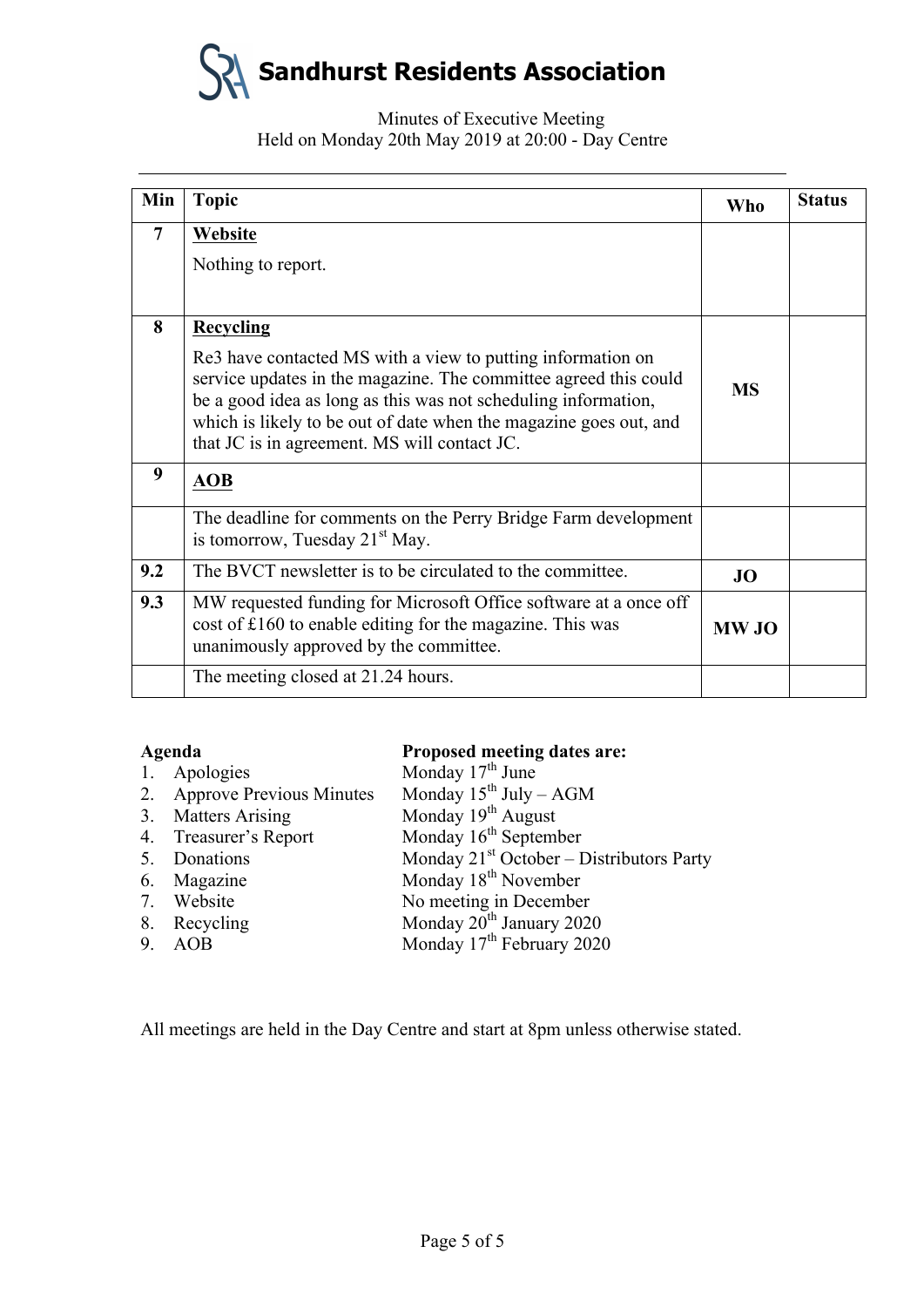# Sandhurst Residents Association

Minutes of Executive Meeting
Held on Monday 20th May 2019 at 20:00 - Day Centre

| Min | Topic | Who | Status |
|---|---|---|---|
| 7 | **Website**<br>Nothing to report. | | |
| 8 | **Recycling**<br>Re3 have contacted MS with a view to putting information on service updates in the magazine. The committee agreed this could be a good idea as long as this was not scheduling information, which is likely to be out of date when the magazine goes out, and that JC is in agreement. MS will contact JC. | **MS** | |
| 9 | **AOB** | | |
| | The deadline for comments on the Perry Bridge Farm development is tomorrow, Tuesday 21st May. | | |
| 9.2 | The BVCT newsletter is to be circulated to the committee. | **JO** | |
| 9.3 | MW requested funding for Microsoft Office software at a once off cost of £160 to enable editing for the magazine. This was unanimously approved by the committee. | **MW JO** | |
| | The meeting closed at 21.24 hours. | | |

**Agenda**

1. Apologies
2. Approve Previous Minutes
3. Matters Arising
4. Treasurer's Report
5. Donations
6. Magazine
7. Website
8. Recycling
9. AOB

**Proposed meeting dates are:**

Monday 17th June
Monday 15th July – AGM
Monday 19th August
Monday 16th September
Monday 21st October – Distributors Party
Monday 18th November
No meeting in December
Monday 20th January 2020
Monday 17th February 2020

All meetings are held in the Day Centre and start at 8pm unless otherwise stated.